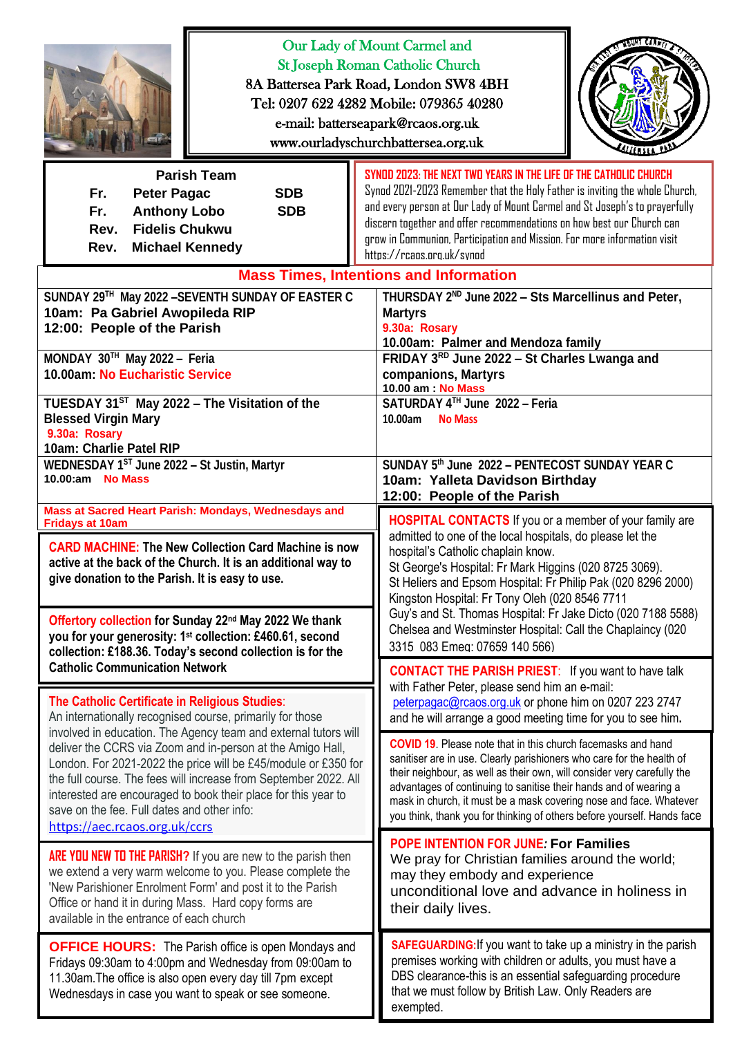# Our Lady of Mount Carmel and St Joseph Roman Catholic Church

8A Battersea Park Road, London SW8 4BH
Tel: 0207 622 4282 Mobile: 079365 40280
e-mail: batterseapark@rcaos.org.uk
www.ourladyschurchbattersea.org.uk

## Parish Team

Fr. Peter Pagac SDB
Fr. Anthony Lobo SDB
Rev. Fidelis Chukwu
Rev. Michael Kennedy

**SYNOD 2023: THE NEXT TWO YEARS IN THE LIFE OF THE CATHOLIC CHURCH**
Synod 2021-2023 Remember that the Holy Father is inviting the whole Church, and every person at Our Lady of Mount Carmel and St Joseph's to prayerfully discern together and offer recommendations on how best our Church can grow in Communion, Participation and Mission. For more information visit https://rcaos.org.uk/synod

## Mass Times, Intentions and Information

**SUNDAY 29TH May 2022 – SEVENTH SUNDAY OF EASTER C**
10am: Pa Gabriel Awopileda RIP
12:00: People of the Parish

**MONDAY 30TH May 2022 – Feria**
10.00am: No Eucharistic Service

**TUESDAY 31ST May 2022 – The Visitation of the Blessed Virgin Mary**
9.30a: Rosary
10am: Charlie Patel RIP

**WEDNESDAY 1ST June 2022 – St Justin, Martyr**
10.00:am No Mass

**THURSDAY 2ND June 2022 – Sts Marcellinus and Peter, Martyrs**
9.30a: Rosary
10.00am: Palmer and Mendoza family

**FRIDAY 3RD June 2022 – St Charles Lwanga and companions, Martyrs**
10.00 am : No Mass

**SATURDAY 4TH June 2022 – Feria**
10.00am No Mass

**SUNDAY 5th June 2022 – PENTECOST SUNDAY YEAR C**
10am: Yalleta Davidson Birthday
12:00: People of the Parish

**Mass at Sacred Heart Parish: Mondays, Wednesdays and Fridays at 10am**

**CARD MACHINE:** The New Collection Card Machine is now active at the back of the Church. It is an additional way to give donation to the Parish. It is easy to use.

**Offertory collection** for Sunday 22nd May 2022 We thank you for your generosity: 1st collection: £460.61, second collection: £188.36. Today's second collection is for the Catholic Communication Network

**The Catholic Certificate in Religious Studies**: An internationally recognised course, primarily for those involved in education. The Agency team and external tutors will deliver the CCRS via Zoom and in-person at the Amigo Hall, London. For 2021-2022 the price will be £45/module or £350 for the full course. The fees will increase from September 2022. All interested are encouraged to book their place for this year to save on the fee. Full dates and other info: https://aec.rcaos.org.uk/ccrs

**ARE YOU NEW TO THE PARISH?** If you are new to the parish then we extend a very warm welcome to you. Please complete the 'New Parishioner Enrolment Form' and post it to the Parish Office or hand it in during Mass. Hard copy forms are available in the entrance of each church

**OFFICE HOURS:** The Parish office is open Mondays and Fridays 09:30am to 4:00pm and Wednesday from 09:00am to 11.30am.The office is also open every day till 7pm except Wednesdays in case you want to speak or see someone.

**HOSPITAL CONTACTS** If you or a member of your family are admitted to one of the local hospitals, do please let the hospital's Catholic chaplain know.
St George's Hospital: Fr Mark Higgins (020 8725 3069).
St Heliers and Epsom Hospital: Fr Philip Pak (020 8296 2000)
Kingston Hospital: Fr Tony Oleh (020 8546 7711
Guy's and St. Thomas Hospital: Fr Jake Dicto (020 7188 5588)
Chelsea and Westminster Hospital: Call the Chaplaincy (020 3315 083 Emeg: 07659 140 566)

**CONTACT THE PARISH PRIEST**: If you want to have talk with Father Peter, please send him an e-mail: peterpagac@rcaos.org.uk or phone him on 0207 223 2747 and he will arrange a good meeting time for you to see him.

**COVID 19**. Please note that in this church facemasks and hand sanitiser are in use. Clearly parishioners who care for the health of their neighbour, as well as their own, will consider very carefully the advantages of continuing to sanitise their hands and of wearing a mask in church, it must be a mask covering nose and face. Whatever you think, thank you for thinking of others before yourself. Hands face

**POPE INTENTION FOR JUNE: For Families**
We pray for Christian families around the world; may they embody and experience unconditional love and advance in holiness in their daily lives.

**SAFEGUARDING:** If you want to take up a ministry in the parish premises working with children or adults, you must have a DBS clearance-this is an essential safeguarding procedure that we must follow by British Law. Only Readers are exempted.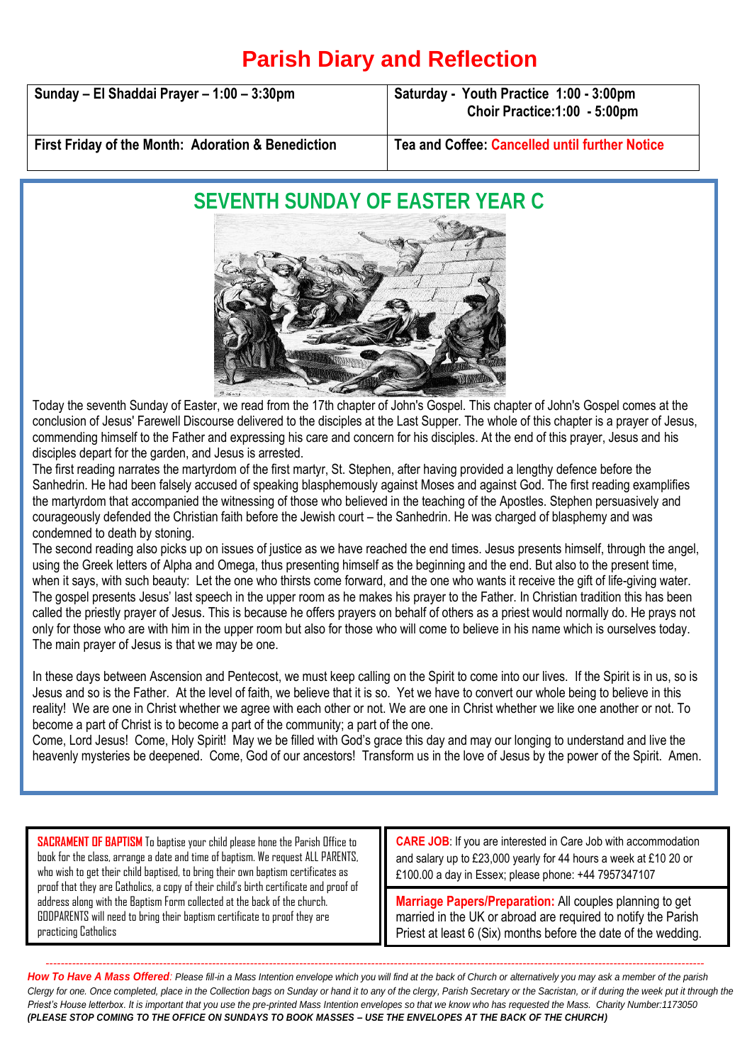# Parish Diary and Reflection

| | |
|---|---|
| **Sunday – El Shaddai Prayer – 1:00 – 3:30pm** | **Saturday - Youth Practice 1:00 - 3:00pm**<br>**Choir Practice:1:00 - 5:00pm** |
| **First Friday of the Month: Adoration & Benediction** | **Tea and Coffee: Cancelled until further Notice** |

## SEVENTH SUNDAY OF EASTER YEAR C

Today the seventh Sunday of Easter, we read from the 17th chapter of John's Gospel. This chapter of John's Gospel comes at the conclusion of Jesus' Farewell Discourse delivered to the disciples at the Last Supper. The whole of this chapter is a prayer of Jesus, commending himself to the Father and expressing his care and concern for his disciples. At the end of this prayer, Jesus and his disciples depart for the garden, and Jesus is arrested.

The first reading narrates the martyrdom of the first martyr, St. Stephen, after having provided a lengthy defence before the Sanhedrin. He had been falsely accused of speaking blasphemously against Moses and against God. The first reading examplifies the martyrdom that accompanied the witnessing of those who believed in the teaching of the Apostles. Stephen persuasively and courageously defended the Christian faith before the Jewish court – the Sanhedrin. He was charged of blasphemy and was condemned to death by stoning.

The second reading also picks up on issues of justice as we have reached the end times. Jesus presents himself, through the angel, using the Greek letters of Alpha and Omega, thus presenting himself as the beginning and the end. But also to the present time, when it says, with such beauty: Let the one who thirsts come forward, and the one who wants it receive the gift of life-giving water.

The gospel presents Jesus' last speech in the upper room as he makes his prayer to the Father. In Christian tradition this has been called the priestly prayer of Jesus. This is because he offers prayers on behalf of others as a priest would normally do. He prays not only for those who are with him in the upper room but also for those who will come to believe in his name which is ourselves today. The main prayer of Jesus is that we may be one.

In these days between Ascension and Pentecost, we must keep calling on the Spirit to come into our lives. If the Spirit is in us, so is Jesus and so is the Father. At the level of faith, we believe that it is so. Yet we have to convert our whole being to believe in this reality! We are one in Christ whether we agree with each other or not. We are one in Christ whether we like one another or not. To become a part of Christ is to become a part of the community; a part of the one.

Come, Lord Jesus! Come, Holy Spirit! May we be filled with God's grace this day and may our longing to understand and live the heavenly mysteries be deepened. Come, God of our ancestors! Transform us in the love of Jesus by the power of the Spirit. Amen.

**SACRAMENT OF BAPTISM** To baptise your child please hone the Parish Office to book for the class, arrange a date and time of baptism. We request ALL PARENTS, who wish to get their child baptised, to bring their own baptism certificates as proof that they are Catholics, a copy of their child's birth certificate and proof of address along with the Baptism Form collected at the back of the church. GODPARENTS will need to bring their baptism certificate to proof they are practicing Catholics

**CARE JOB**: If you are interested in Care Job with accommodation and salary up to £23,000 yearly for 44 hours a week at £10 20 or £100.00 a day in Essex; please phone: +44 7957347107

**Marriage Papers/Preparation:** All couples planning to get married in the UK or abroad are required to notify the Parish Priest at least 6 (Six) months before the date of the wedding.

***How To Have A Mass Offered****: Please fill-in a Mass Intention envelope which you will find at the back of Church or alternatively you may ask a member of the parish Clergy for one. Once completed, place in the Collection bags on Sunday or hand it to any of the clergy, Parish Secretary or the Sacristan, or if during the week put it through the Priest's House letterbox. It is important that you use the pre-printed Mass Intention envelopes so that we know who has requested the Mass. Charity Number:1173050*

***(PLEASE STOP COMING TO THE OFFICE ON SUNDAYS TO BOOK MASSES – USE THE ENVELOPES AT THE BACK OF THE CHURCH)***